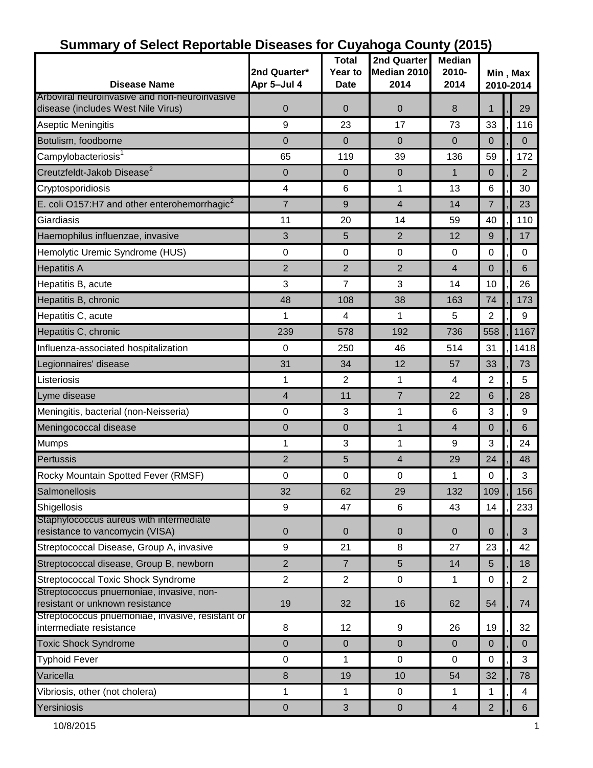# Summary of Select Reportable Diseases for Cuyahoga County (2015)

| Disease Name | 2nd Quarter* Apr 5–Jul 4 | Total Year to Date | 2nd Quarter Median 2010-2014 | Median 2010-2014 | Min , Max 2010-2014 |
|---|---|---|---|---|---|
| Arboviral neuroinvasive and non-neuroinvasive disease (includes West Nile Virus) | 0 | 0 | 0 | 8 | 1 , 29 |
| Aseptic Meningitis | 9 | 23 | 17 | 73 | 33 , 116 |
| Botulism, foodborne | 0 | 0 | 0 | 0 | 0 , 0 |
| Campylobacteriosis[1] | 65 | 119 | 39 | 136 | 59 , 172 |
| Creutzfeldt-Jakob Disease[2] | 0 | 0 | 0 | 1 | 0 , 2 |
| Cryptosporidiosis | 4 | 6 | 1 | 13 | 6 , 30 |
| E. coli O157:H7 and other enterohemorrhagic[2] | 7 | 9 | 4 | 14 | 7 , 23 |
| Giardiasis | 11 | 20 | 14 | 59 | 40 , 110 |
| Haemophilus influenzae, invasive | 3 | 5 | 2 | 12 | 9 , 17 |
| Hemolytic Uremic Syndrome (HUS) | 0 | 0 | 0 | 0 | 0 , 0 |
| Hepatitis A | 2 | 2 | 2 | 4 | 0 , 6 |
| Hepatitis B, acute | 3 | 7 | 3 | 14 | 10 , 26 |
| Hepatitis B, chronic | 48 | 108 | 38 | 163 | 74 , 173 |
| Hepatitis C, acute | 1 | 4 | 1 | 5 | 2 , 9 |
| Hepatitis C, chronic | 239 | 578 | 192 | 736 | 558 , 1167 |
| Influenza-associated hospitalization | 0 | 250 | 46 | 514 | 31 , 1418 |
| Legionnaires' disease | 31 | 34 | 12 | 57 | 33 , 73 |
| Listeriosis | 1 | 2 | 1 | 4 | 2 , 5 |
| Lyme disease | 4 | 11 | 7 | 22 | 6 , 28 |
| Meningitis, bacterial (non-Neisseria) | 0 | 3 | 1 | 6 | 3 , 9 |
| Meningococcal disease | 0 | 0 | 1 | 4 | 0 , 6 |
| Mumps | 1 | 3 | 1 | 9 | 3 , 24 |
| Pertussis | 2 | 5 | 4 | 29 | 24 , 48 |
| Rocky Mountain Spotted Fever (RMSF) | 0 | 0 | 0 | 1 | 0 , 3 |
| Salmonellosis | 32 | 62 | 29 | 132 | 109 , 156 |
| Shigellosis | 9 | 47 | 6 | 43 | 14 , 233 |
| Staphylococcus aureus with intermediate resistance to vancomycin (VISA) | 0 | 0 | 0 | 0 | 0 , 3 |
| Streptococcal Disease, Group A, invasive | 9 | 21 | 8 | 27 | 23 , 42 |
| Streptococcal disease, Group B, newborn | 2 | 7 | 5 | 14 | 5 , 18 |
| Streptococcal Toxic Shock Syndrome | 2 | 2 | 0 | 1 | 0 , 2 |
| Streptococcus pnuemoniae, invasive, non-resistant or unknown resistance | 19 | 32 | 16 | 62 | 54 , 74 |
| Streptococcus pnuemoniae, invasive, resistant or intermediate resistance | 8 | 12 | 9 | 26 | 19 , 32 |
| Toxic Shock Syndrome | 0 | 0 | 0 | 0 | 0 , 0 |
| Typhoid Fever | 0 | 1 | 0 | 0 | 0 , 3 |
| Varicella | 8 | 19 | 10 | 54 | 32 , 78 |
| Vibriosis, other (not cholera) | 1 | 1 | 0 | 1 | 1 , 4 |
| Yersiniosis | 0 | 3 | 0 | 4 | 2 , 6 |

10/8/2015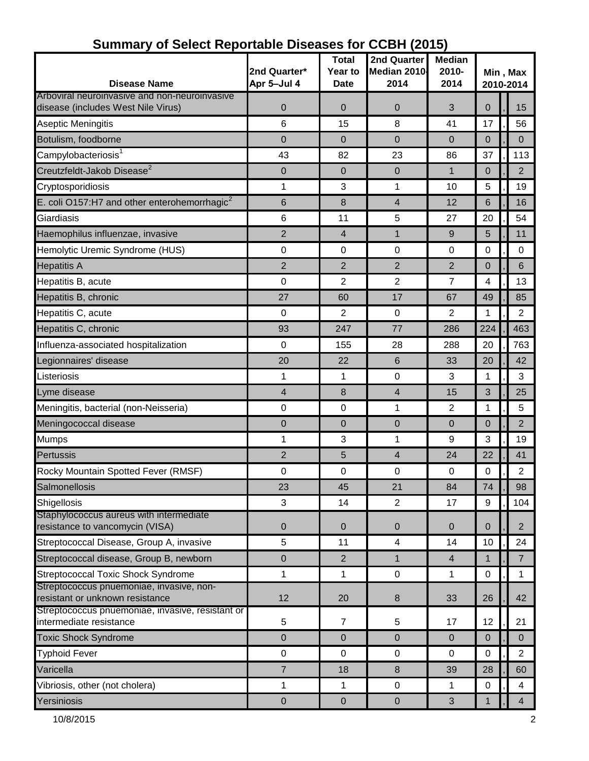# Summary of Select Reportable Diseases for CCBH (2015)

| Disease Name | 2nd Quarter* Apr 5–Jul 4 | Total Year to Date | 2nd Quarter Median 2010-2014 | Median 2010-2014 | Min , Max 2010-2014 |
|---|---|---|---|---|---|
| Arboviral neuroinvasive and non-neuroinvasive disease (includes West Nile Virus) | 0 | 0 | 0 | 3 | 0 , 15 |
| Aseptic Meningitis | 6 | 15 | 8 | 41 | 17 , 56 |
| Botulism, foodborne | 0 | 0 | 0 | 0 | 0 , 0 |
| Campylobacteriosis[1] | 43 | 82 | 23 | 86 | 37 , 113 |
| Creutzfeldt-Jakob Disease[2] | 0 | 0 | 0 | 1 | 0 , 2 |
| Cryptosporidiosis | 1 | 3 | 1 | 10 | 5 , 19 |
| E. coli O157:H7 and other enterohemorrhagic[2] | 6 | 8 | 4 | 12 | 6 , 16 |
| Giardiasis | 6 | 11 | 5 | 27 | 20 , 54 |
| Haemophilus influenzae, invasive | 2 | 4 | 1 | 9 | 5 , 11 |
| Hemolytic Uremic Syndrome (HUS) | 0 | 0 | 0 | 0 | 0 , 0 |
| Hepatitis A | 2 | 2 | 2 | 2 | 0 , 6 |
| Hepatitis B, acute | 0 | 2 | 2 | 7 | 4 , 13 |
| Hepatitis B, chronic | 27 | 60 | 17 | 67 | 49 , 85 |
| Hepatitis C, acute | 0 | 2 | 0 | 2 | 1 , 2 |
| Hepatitis C, chronic | 93 | 247 | 77 | 286 | 224 , 463 |
| Influenza-associated hospitalization | 0 | 155 | 28 | 288 | 20 , 763 |
| Legionnaires' disease | 20 | 22 | 6 | 33 | 20 , 42 |
| Listeriosis | 1 | 1 | 0 | 3 | 1 , 3 |
| Lyme disease | 4 | 8 | 4 | 15 | 3 , 25 |
| Meningitis, bacterial (non-Neisseria) | 0 | 0 | 1 | 2 | 1 , 5 |
| Meningococcal disease | 0 | 0 | 0 | 0 | 0 , 2 |
| Mumps | 1 | 3 | 1 | 9 | 3 , 19 |
| Pertussis | 2 | 5 | 4 | 24 | 22 , 41 |
| Rocky Mountain Spotted Fever (RMSF) | 0 | 0 | 0 | 0 | 0 , 2 |
| Salmonellosis | 23 | 45 | 21 | 84 | 74 , 98 |
| Shigellosis | 3 | 14 | 2 | 17 | 9 , 104 |
| Staphylococcus aureus with intermediate resistance to vancomycin (VISA) | 0 | 0 | 0 | 0 | 0 , 2 |
| Streptococcal Disease, Group A, invasive | 5 | 11 | 4 | 14 | 10 , 24 |
| Streptococcal disease, Group B, newborn | 0 | 2 | 1 | 4 | 1 , 7 |
| Streptococcal Toxic Shock Syndrome | 1 | 1 | 0 | 1 | 0 , 1 |
| Streptococcus pnuemoniae, invasive, non-resistant or unknown resistance | 12 | 20 | 8 | 33 | 26 , 42 |
| Streptococcus pnuemoniae, invasive, resistant or intermediate resistance | 5 | 7 | 5 | 17 | 12 , 21 |
| Toxic Shock Syndrome | 0 | 0 | 0 | 0 | 0 , 0 |
| Typhoid Fever | 0 | 0 | 0 | 0 | 0 , 2 |
| Varicella | 7 | 18 | 8 | 39 | 28 , 60 |
| Vibriosis, other (not cholera) | 1 | 1 | 0 | 1 | 0 , 4 |
| Yersiniosis | 0 | 0 | 0 | 3 | 1 , 4 |

10/8/2015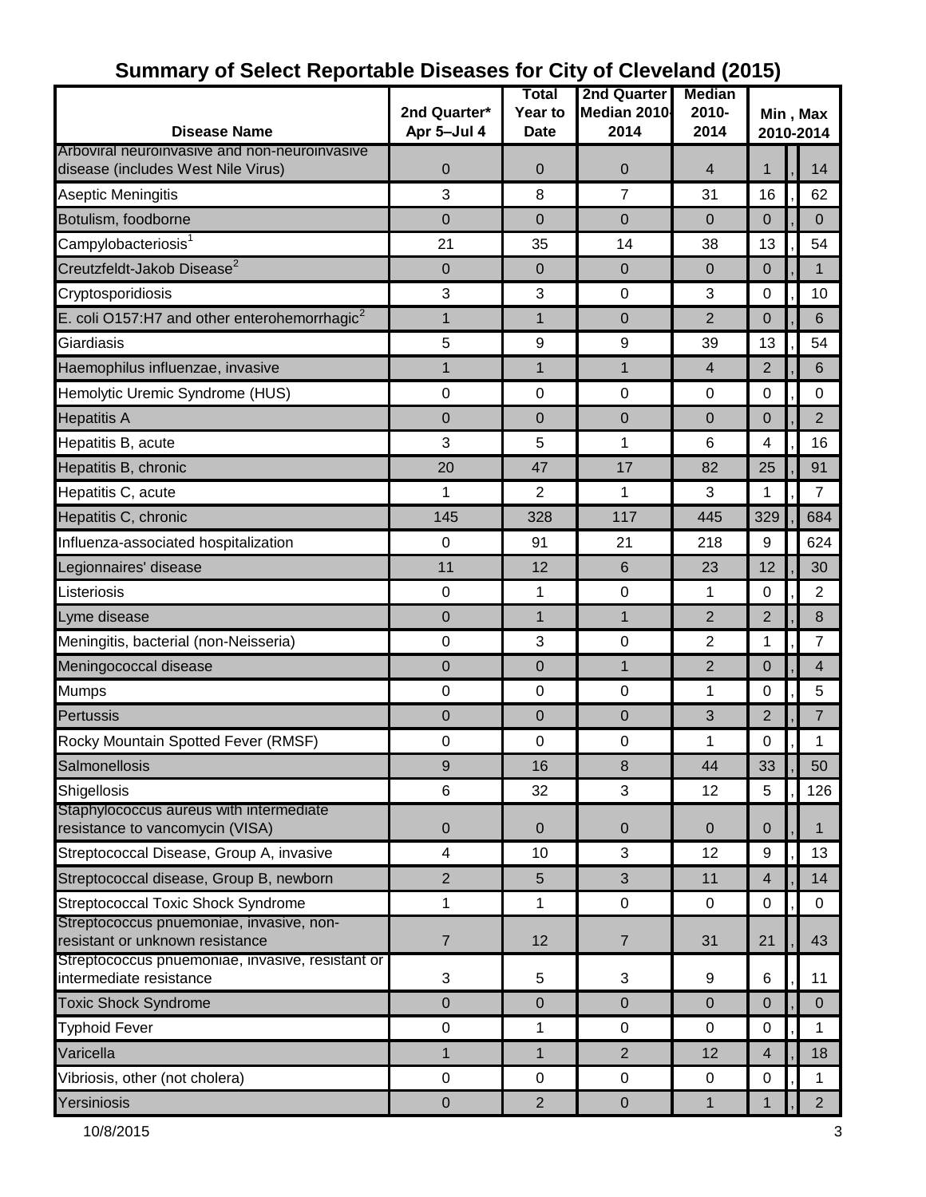# Summary of Select Reportable Diseases for City of Cleveland (2015)

| Disease Name | 2nd Quarter* Apr 5–Jul 4 | Total Year to Date | 2nd Quarter Median 2010-2014 | Median 2010-2014 | Min , Max 2010-2014 |
|---|---|---|---|---|---|
| Arboviral neuroinvasive and non-neuroinvasive disease (includes West Nile Virus) | 0 | 0 | 0 | 4 | 1 , 14 |
| Aseptic Meningitis | 3 | 8 | 7 | 31 | 16 , 62 |
| Botulism, foodborne | 0 | 0 | 0 | 0 | 0 , 0 |
| Campylobacteriosis[1] | 21 | 35 | 14 | 38 | 13 , 54 |
| Creutzfeldt-Jakob Disease[2] | 0 | 0 | 0 | 0 | 0 , 1 |
| Cryptosporidiosis | 3 | 3 | 0 | 3 | 0 , 10 |
| E. coli O157:H7 and other enterohemorrhagic[2] | 1 | 1 | 0 | 2 | 0 , 6 |
| Giardiasis | 5 | 9 | 9 | 39 | 13 , 54 |
| Haemophilus influenzae, invasive | 1 | 1 | 1 | 4 | 2 , 6 |
| Hemolytic Uremic Syndrome (HUS) | 0 | 0 | 0 | 0 | 0 , 0 |
| Hepatitis A | 0 | 0 | 0 | 0 | 0 , 2 |
| Hepatitis B, acute | 3 | 5 | 1 | 6 | 4 , 16 |
| Hepatitis B, chronic | 20 | 47 | 17 | 82 | 25 , 91 |
| Hepatitis C, acute | 1 | 2 | 1 | 3 | 1 , 7 |
| Hepatitis C, chronic | 145 | 328 | 117 | 445 | 329 , 684 |
| Influenza-associated hospitalization | 0 | 91 | 21 | 218 | 9 624 |
| Legionnaires' disease | 11 | 12 | 6 | 23 | 12 , 30 |
| Listeriosis | 0 | 1 | 0 | 1 | 0 , 2 |
| Lyme disease | 0 | 1 | 1 | 2 | 2 , 8 |
| Meningitis, bacterial (non-Neisseria) | 0 | 3 | 0 | 2 | 1 , 7 |
| Meningococcal disease | 0 | 0 | 1 | 2 | 0 , 4 |
| Mumps | 0 | 0 | 0 | 1 | 0 , 5 |
| Pertussis | 0 | 0 | 0 | 3 | 2 , 7 |
| Rocky Mountain Spotted Fever (RMSF) | 0 | 0 | 0 | 1 | 0 , 1 |
| Salmonellosis | 9 | 16 | 8 | 44 | 33 , 50 |
| Shigellosis | 6 | 32 | 3 | 12 | 5 , 126 |
| Staphylococcus aureus with intermediate resistance to vancomycin (VISA) | 0 | 0 | 0 | 0 | 0 , 1 |
| Streptococcal Disease, Group A, invasive | 4 | 10 | 3 | 12 | 9 , 13 |
| Streptococcal disease, Group B, newborn | 2 | 5 | 3 | 11 | 4 , 14 |
| Streptococcal Toxic Shock Syndrome | 1 | 1 | 0 | 0 | 0 , 0 |
| Streptococcus pnuemoniae, invasive, non-resistant or unknown resistance | 7 | 12 | 7 | 31 | 21 , 43 |
| Streptococcus pnuemoniae, invasive, resistant or intermediate resistance | 3 | 5 | 3 | 9 | 6 , 11 |
| Toxic Shock Syndrome | 0 | 0 | 0 | 0 | 0 , 0 |
| Typhoid Fever | 0 | 1 | 0 | 0 | 0 , 1 |
| Varicella | 1 | 1 | 2 | 12 | 4 , 18 |
| Vibriosis, other (not cholera) | 0 | 0 | 0 | 0 | 0 , 1 |
| Yersiniosis | 0 | 2 | 0 | 1 | 1 , 2 |

10/8/2015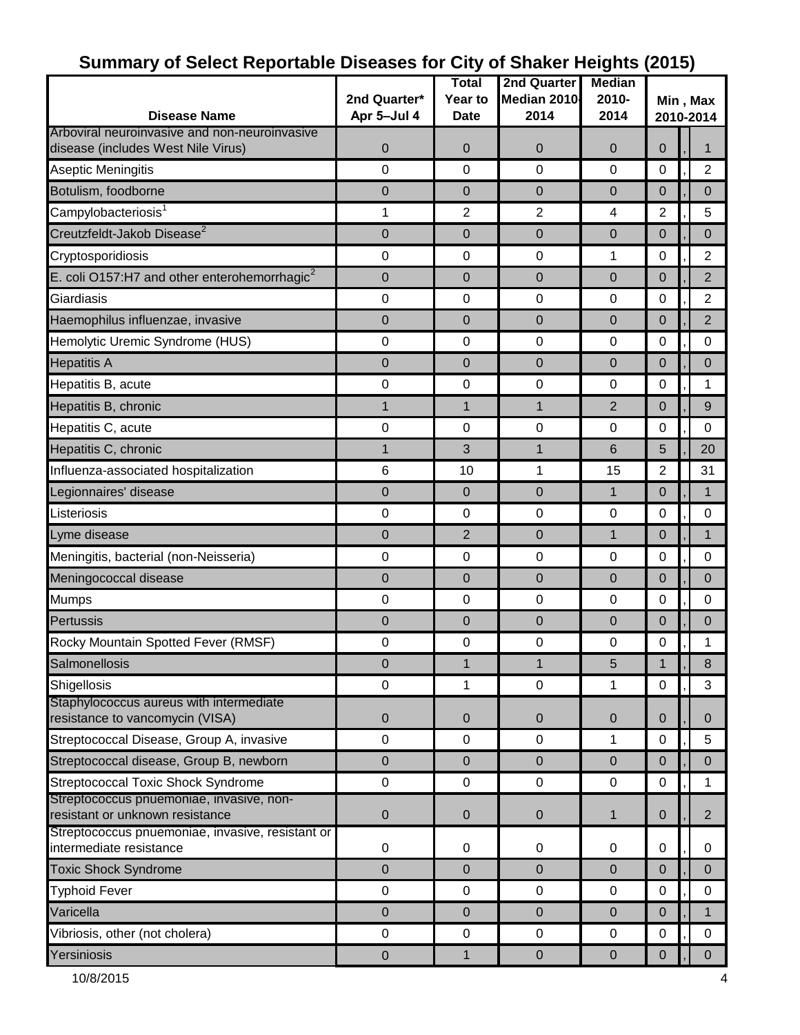# Summary of Select Reportable Diseases for City of Shaker Heights (2015)

| Disease Name | 2nd Quarter* Apr 5–Jul 4 | Total Year to Date | 2nd Quarter Median 2010-2014 | Median 2010-2014 | Min , Max 2010-2014 |
|---|---|---|---|---|---|
| Arboviral neuroinvasive and non-neuroinvasive disease (includes West Nile Virus) | 0 | 0 | 0 | 0 | 0 , 1 |
| Aseptic Meningitis | 0 | 0 | 0 | 0 | 0 , 2 |
| Botulism, foodborne | 0 | 0 | 0 | 0 | 0 , 0 |
| Campylobacteriosis[1] | 1 | 2 | 2 | 4 | 2 , 5 |
| Creutzfeldt-Jakob Disease[2] | 0 | 0 | 0 | 0 | 0 , 0 |
| Cryptosporidiosis | 0 | 0 | 0 | 1 | 0 , 2 |
| E. coli O157:H7 and other enterohemorrhagic[2] | 0 | 0 | 0 | 0 | 0 , 2 |
| Giardiasis | 0 | 0 | 0 | 0 | 0 , 2 |
| Haemophilus influenzae, invasive | 0 | 0 | 0 | 0 | 0 , 2 |
| Hemolytic Uremic Syndrome (HUS) | 0 | 0 | 0 | 0 | 0 , 0 |
| Hepatitis A | 0 | 0 | 0 | 0 | 0 , 0 |
| Hepatitis B, acute | 0 | 0 | 0 | 0 | 0 , 1 |
| Hepatitis B, chronic | 1 | 1 | 1 | 2 | 0 , 9 |
| Hepatitis C, acute | 0 | 0 | 0 | 0 | 0 , 0 |
| Hepatitis C, chronic | 1 | 3 | 1 | 6 | 5 , 20 |
| Influenza-associated hospitalization | 6 | 10 | 1 | 15 | 2 , 31 |
| Legionnaires' disease | 0 | 0 | 0 | 1 | 0 , 1 |
| Listeriosis | 0 | 0 | 0 | 0 | 0 , 0 |
| Lyme disease | 0 | 2 | 0 | 1 | 0 , 1 |
| Meningitis, bacterial (non-Neisseria) | 0 | 0 | 0 | 0 | 0 , 0 |
| Meningococcal disease | 0 | 0 | 0 | 0 | 0 , 0 |
| Mumps | 0 | 0 | 0 | 0 | 0 , 0 |
| Pertussis | 0 | 0 | 0 | 0 | 0 , 0 |
| Rocky Mountain Spotted Fever (RMSF) | 0 | 0 | 0 | 0 | 0 , 1 |
| Salmonellosis | 0 | 1 | 1 | 5 | 1 , 8 |
| Shigellosis | 0 | 1 | 0 | 1 | 0 , 3 |
| Staphylococcus aureus with intermediate resistance to vancomycin (VISA) | 0 | 0 | 0 | 0 | 0 , 0 |
| Streptococcal Disease, Group A, invasive | 0 | 0 | 0 | 1 | 0 , 5 |
| Streptococcal disease, Group B, newborn | 0 | 0 | 0 | 0 | 0 , 0 |
| Streptococcal Toxic Shock Syndrome | 0 | 0 | 0 | 0 | 0 , 1 |
| Streptococcus pnuemoniae, invasive, non-resistant or unknown resistance | 0 | 0 | 0 | 1 | 0 , 2 |
| Streptococcus pnuemoniae, invasive, resistant or intermediate resistance | 0 | 0 | 0 | 0 | 0 , 0 |
| Toxic Shock Syndrome | 0 | 0 | 0 | 0 | 0 , 0 |
| Typhoid Fever | 0 | 0 | 0 | 0 | 0 , 0 |
| Varicella | 0 | 0 | 0 | 0 | 0 , 1 |
| Vibriosis, other (not cholera) | 0 | 0 | 0 | 0 | 0 , 0 |
| Yersiniosis | 0 | 1 | 0 | 0 | 0 , 0 |

10/8/2015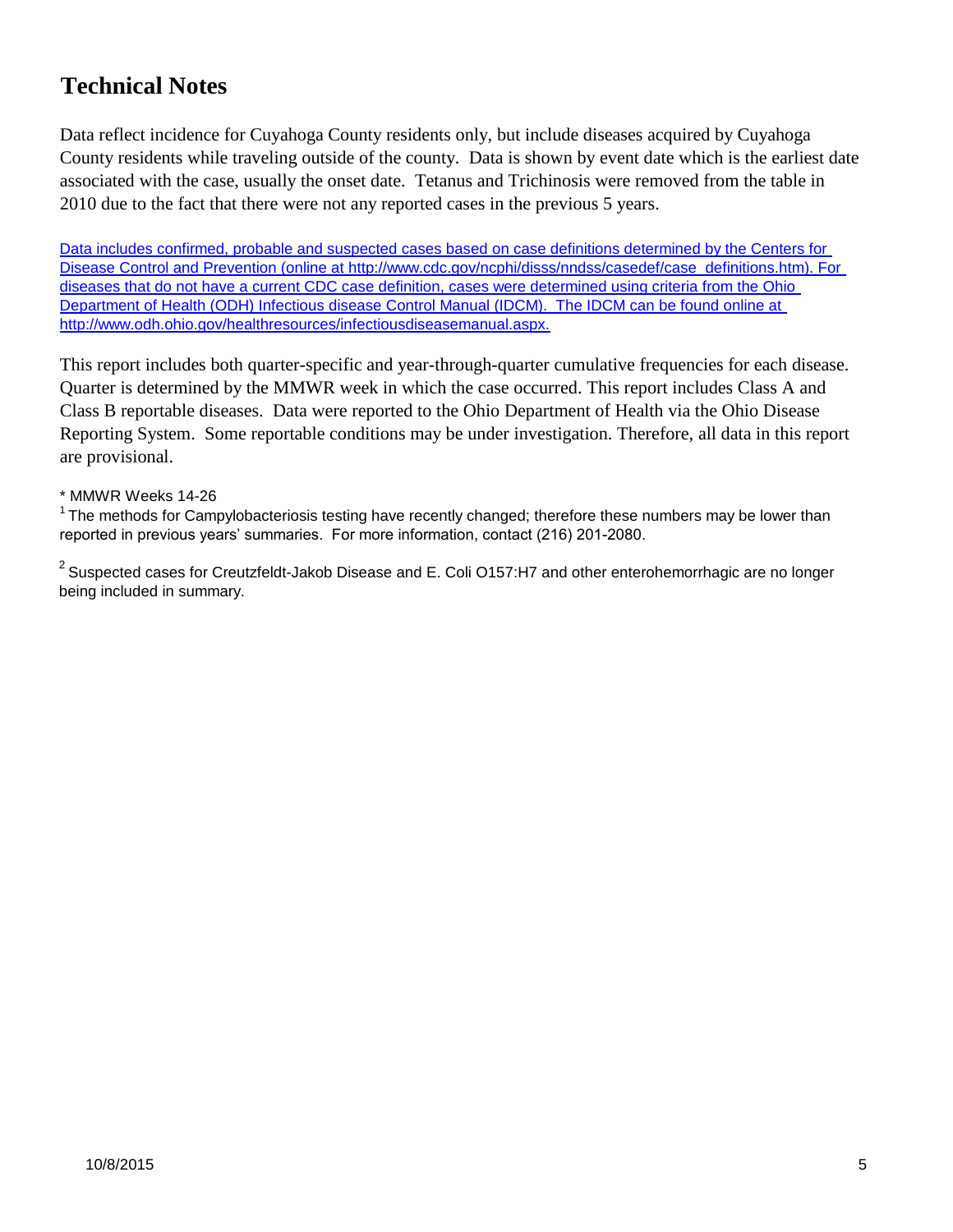## Technical Notes

Data reflect incidence for Cuyahoga County residents only, but include diseases acquired by Cuyahoga County residents while traveling outside of the county. Data is shown by event date which is the earliest date associated with the case, usually the onset date. Tetanus and Trichinosis were removed from the table in 2010 due to the fact that there were not any reported cases in the previous 5 years.

Data includes confirmed, probable and suspected cases based on case definitions determined by the Centers for Disease Control and Prevention (online at http://www.cdc.gov/ncphi/disss/nndss/casedef/case_definitions.htm). For diseases that do not have a current CDC case definition, cases were determined using criteria from the Ohio Department of Health (ODH) Infectious disease Control Manual (IDCM). The IDCM can be found online at http://www.odh.ohio.gov/healthresources/infectiousdiseasemanual.aspx.

This report includes both quarter-specific and year-through-quarter cumulative frequencies for each disease. Quarter is determined by the MMWR week in which the case occurred. This report includes Class A and Class B reportable diseases. Data were reported to the Ohio Department of Health via the Ohio Disease Reporting System. Some reportable conditions may be under investigation. Therefore, all data in this report are provisional.

* MMWR Weeks 14-26

[1] The methods for Campylobacteriosis testing have recently changed; therefore these numbers may be lower than reported in previous years' summaries. For more information, contact (216) 201-2080.

[2] Suspected cases for Creutzfeldt-Jakob Disease and E. Coli O157:H7 and other enterohemorrhagic are no longer being included in summary.